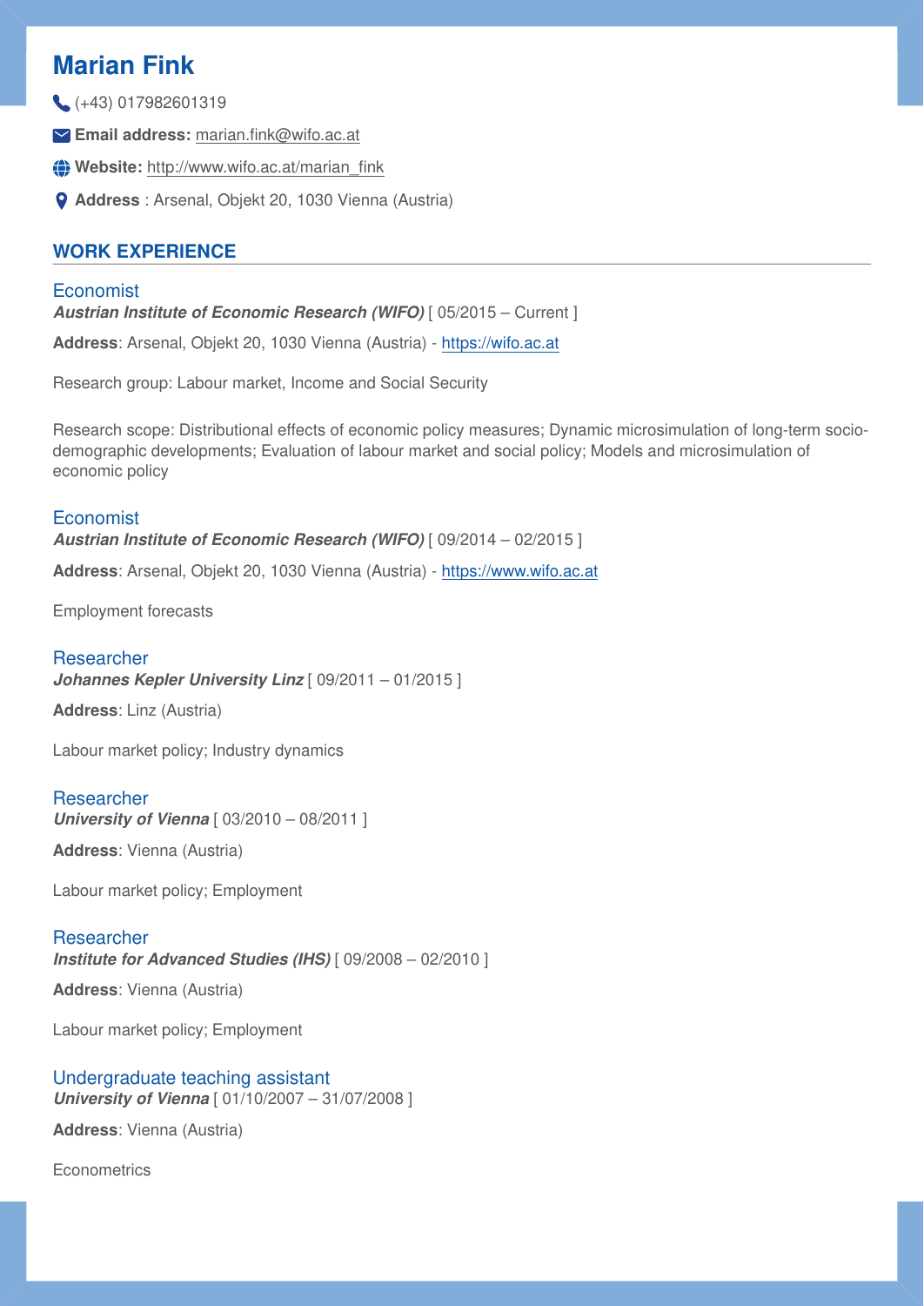# Marian Fink

(+43) 017982601319

**Email address:** marian.fink@wifo.ac.at

**Website:** http://www.wifo.ac.at/marian_fink

**Address** : Arsenal, Objekt 20, 1030 Vienna (Austria)

## WORK EXPERIENCE

### Economist

***Austrian Institute of Economic Research (WIFO)*** [ 05/2015 – Current ]

**Address**: Arsenal, Objekt 20, 1030 Vienna (Austria) - https://wifo.ac.at

Research group: Labour market, Income and Social Security

Research scope: Distributional effects of economic policy measures; Dynamic microsimulation of long-term socio-demographic developments; Evaluation of labour market and social policy; Models and microsimulation of economic policy

### Economist

***Austrian Institute of Economic Research (WIFO)*** [ 09/2014 – 02/2015 ]

**Address**: Arsenal, Objekt 20, 1030 Vienna (Austria) - https://www.wifo.ac.at

Employment forecasts

### Researcher

***Johannes Kepler University Linz*** [ 09/2011 – 01/2015 ]

**Address**: Linz (Austria)

Labour market policy; Industry dynamics

### Researcher

***University of Vienna*** [ 03/2010 – 08/2011 ]

**Address**: Vienna (Austria)

Labour market policy; Employment

### Researcher

***Institute for Advanced Studies (IHS)*** [ 09/2008 – 02/2010 ]

**Address**: Vienna (Austria)

Labour market policy; Employment

### Undergraduate teaching assistant

***University of Vienna*** [ 01/10/2007 – 31/07/2008 ]

**Address**: Vienna (Austria)

Econometrics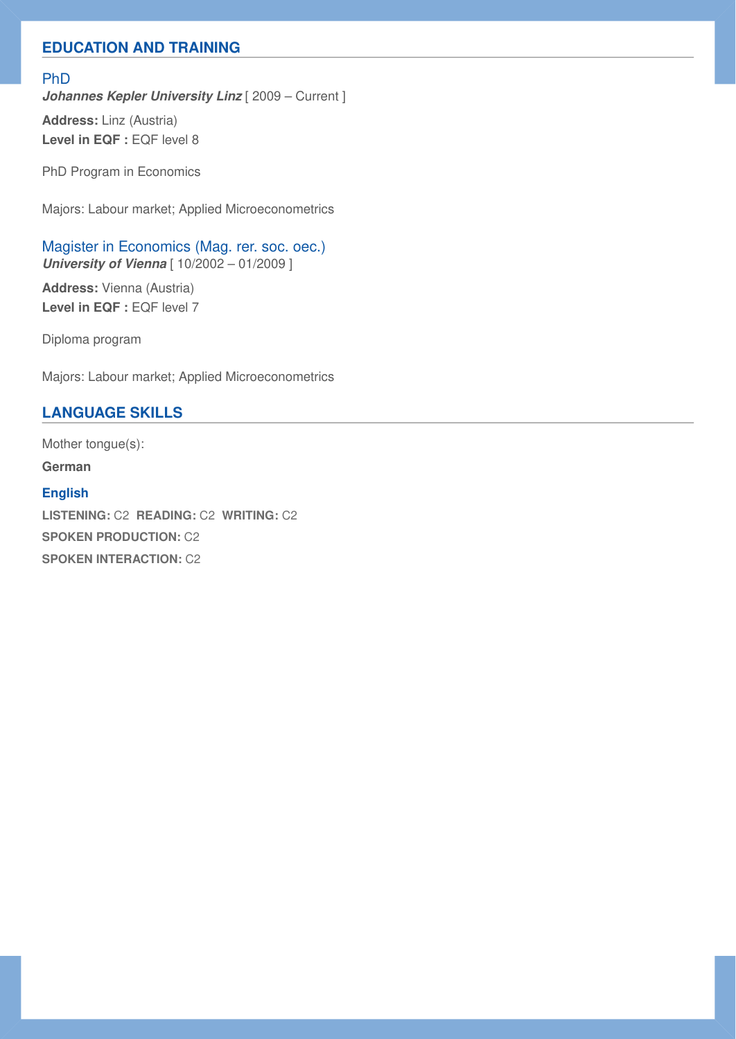## EDUCATION AND TRAINING

### PhD

***Johannes Kepler University Linz*** [ 2009 – Current ]

**Address:** Linz (Austria)
**Level in EQF :** EQF level 8

PhD Program in Economics

Majors: Labour market; Applied Microeconometrics

### Magister in Economics (Mag. rer. soc. oec.)

***University of Vienna*** [ 10/2002 – 01/2009 ]

**Address:** Vienna (Austria)
**Level in EQF :** EQF level 7

Diploma program

Majors: Labour market; Applied Microeconometrics

## LANGUAGE SKILLS

Mother tongue(s):

**German**

**English**

**LISTENING:** C2 **READING:** C2 **WRITING:** C2
**SPOKEN PRODUCTION:** C2
**SPOKEN INTERACTION:** C2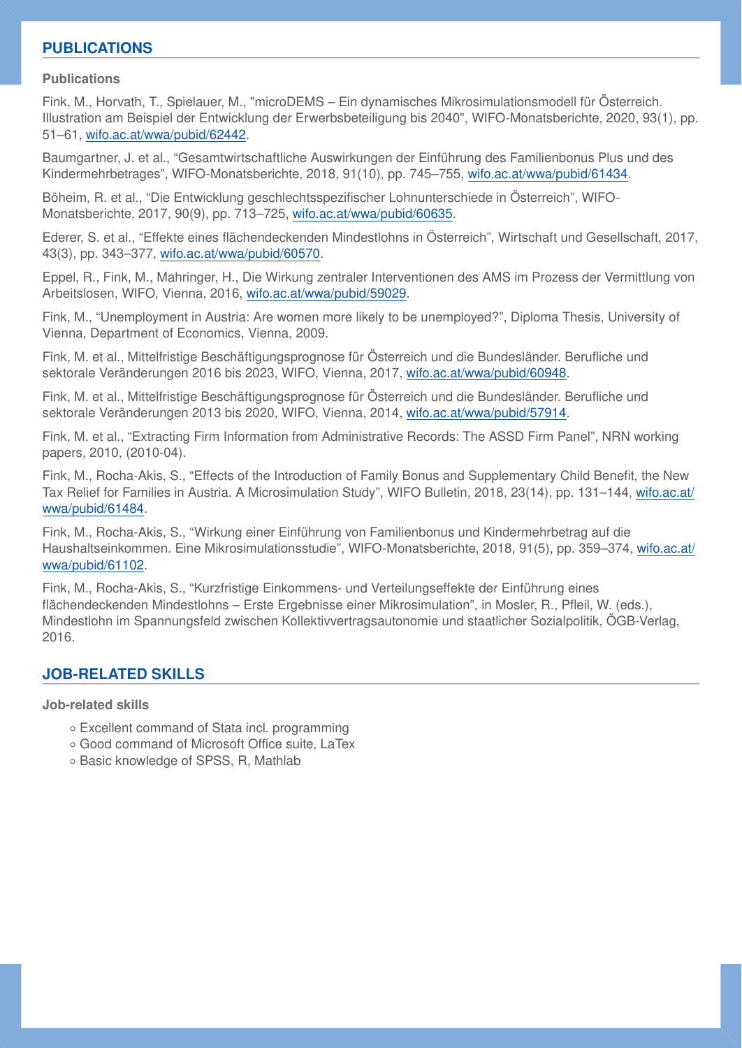## PUBLICATIONS

### Publications

Fink, M., Horvath, T., Spielauer, M., "microDEMS – Ein dynamisches Mikrosimulationsmodell für Österreich. Illustration am Beispiel der Entwicklung der Erwerbsbeteiligung bis 2040", WIFO-Monatsberichte, 2020, 93(1), pp. 51–61, [wifo.ac.at/wwa/pubid/62442](wifo.ac.at/wwa/pubid/62442).

Baumgartner, J. et al., "Gesamtwirtschaftliche Auswirkungen der Einführung des Familienbonus Plus und des Kindermehrbetrages", WIFO-Monatsberichte, 2018, 91(10), pp. 745–755, [wifo.ac.at/wwa/pubid/61434](wifo.ac.at/wwa/pubid/61434).

Böheim, R. et al., "Die Entwicklung geschlechtsspezifischer Lohnunterschiede in Österreich", WIFO-Monatsberichte, 2017, 90(9), pp. 713–725, [wifo.ac.at/wwa/pubid/60635](wifo.ac.at/wwa/pubid/60635).

Ederer, S. et al., "Effekte eines flächendeckenden Mindestlohns in Österreich", Wirtschaft und Gesellschaft, 2017, 43(3), pp. 343–377, [wifo.ac.at/wwa/pubid/60570](wifo.ac.at/wwa/pubid/60570).

Eppel, R., Fink, M., Mahringer, H., Die Wirkung zentraler Interventionen des AMS im Prozess der Vermittlung von Arbeitslosen, WIFO, Vienna, 2016, [wifo.ac.at/wwa/pubid/59029](wifo.ac.at/wwa/pubid/59029).

Fink, M., "Unemployment in Austria: Are women more likely to be unemployed?", Diploma Thesis, University of Vienna, Department of Economics, Vienna, 2009.

Fink, M. et al., Mittelfristige Beschäftigungsprognose für Österreich und die Bundesländer. Berufliche und sektorale Veränderungen 2016 bis 2023, WIFO, Vienna, 2017, [wifo.ac.at/wwa/pubid/60948](wifo.ac.at/wwa/pubid/60948).

Fink, M. et al., Mittelfristige Beschäftigungsprognose für Österreich und die Bundesländer. Berufliche und sektorale Veränderungen 2013 bis 2020, WIFO, Vienna, 2014, [wifo.ac.at/wwa/pubid/57914](wifo.ac.at/wwa/pubid/57914).

Fink, M. et al., "Extracting Firm Information from Administrative Records: The ASSD Firm Panel", NRN working papers, 2010, (2010-04).

Fink, M., Rocha-Akis, S., "Effects of the Introduction of Family Bonus and Supplementary Child Benefit, the New Tax Relief for Families in Austria. A Microsimulation Study", WIFO Bulletin, 2018, 23(14), pp. 131–144, [wifo.ac.at/wwa/pubid/61484](wifo.ac.at/wwa/pubid/61484).

Fink, M., Rocha-Akis, S., "Wirkung einer Einführung von Familienbonus und Kindermehrbetrag auf die Haushaltseinkommen. Eine Mikrosimulationsstudie", WIFO-Monatsberichte, 2018, 91(5), pp. 359–374, [wifo.ac.at/wwa/pubid/61102](wifo.ac.at/wwa/pubid/61102).

Fink, M., Rocha-Akis, S., "Kurzfristige Einkommens- und Verteilungseffekte der Einführung eines flächendeckenden Mindestlohns – Erste Ergebnisse einer Mikrosimulation", in Mosler, R., Pfleil, W. (eds.), Mindestlohn im Spannungsfeld zwischen Kollektivvertragsautonomie und staatlicher Sozialpolitik, ÖGB-Verlag, 2016.

## JOB-RELATED SKILLS

### Job-related skills

- Excellent command of Stata incl. programming
- Good command of Microsoft Office suite, LaTex
- Basic knowledge of SPSS, R, Mathlab